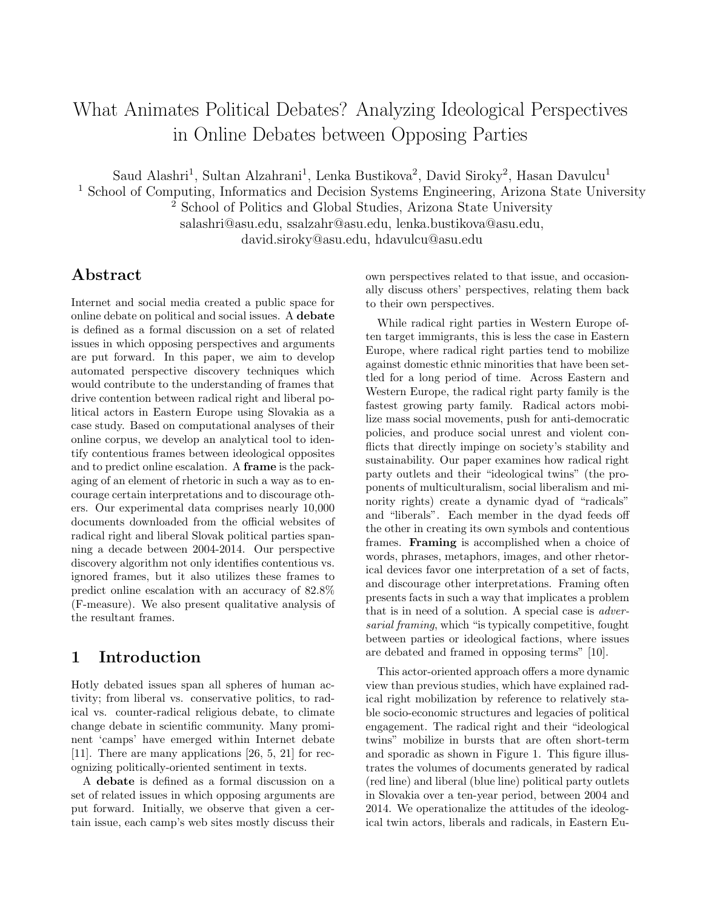# What Animates Political Debates? Analyzing Ideological Perspectives in Online Debates between Opposing Parties

Saud Alashri[1], Sultan Alzahrani[1], Lenka Bustikova[2], David Siroky[2], Hasan Davulcu[1]

[1] School of Computing, Informatics and Decision Systems Engineering, Arizona State University

[2] School of Politics and Global Studies, Arizona State University

salashri@asu.edu, ssalzahr@asu.edu, lenka.bustikova@asu.edu, david.siroky@asu.edu, hdavulcu@asu.edu

## Abstract

Internet and social media created a public space for online debate on political and social issues. A **debate** is defined as a formal discussion on a set of related issues in which opposing perspectives and arguments are put forward. In this paper, we aim to develop automated perspective discovery techniques which would contribute to the understanding of frames that drive contention between radical right and liberal political actors in Eastern Europe using Slovakia as a case study. Based on computational analyses of their online corpus, we develop an analytical tool to identify contentious frames between ideological opposites and to predict online escalation. A **frame** is the packaging of an element of rhetoric in such a way as to encourage certain interpretations and to discourage others. Our experimental data comprises nearly 10,000 documents downloaded from the official websites of radical right and liberal Slovak political parties spanning a decade between 2004-2014. Our perspective discovery algorithm not only identifies contentious vs. ignored frames, but it also utilizes these frames to predict online escalation with an accuracy of 82.8% (F-measure). We also present qualitative analysis of the resultant frames.

## 1 Introduction

Hotly debated issues span all spheres of human activity; from liberal vs. conservative politics, to radical vs. counter-radical religious debate, to climate change debate in scientific community. Many prominent 'camps' have emerged within Internet debate [11]. There are many applications [26, 5, 21] for recognizing politically-oriented sentiment in texts.

A **debate** is defined as a formal discussion on a set of related issues in which opposing arguments are put forward. Initially, we observe that given a certain issue, each camp's web sites mostly discuss their own perspectives related to that issue, and occasionally discuss others' perspectives, relating them back to their own perspectives.

While radical right parties in Western Europe often target immigrants, this is less the case in Eastern Europe, where radical right parties tend to mobilize against domestic ethnic minorities that have been settled for a long period of time. Across Eastern and Western Europe, the radical right party family is the fastest growing party family. Radical actors mobilize mass social movements, push for anti-democratic policies, and produce social unrest and violent conflicts that directly impinge on society's stability and sustainability. Our paper examines how radical right party outlets and their "ideological twins" (the proponents of multiculturalism, social liberalism and minority rights) create a dynamic dyad of "radicals" and "liberals". Each member in the dyad feeds off the other in creating its own symbols and contentious frames. **Framing** is accomplished when a choice of words, phrases, metaphors, images, and other rhetorical devices favor one interpretation of a set of facts, and discourage other interpretations. Framing often presents facts in such a way that implicates a problem that is in need of a solution. A special case is *adversarial framing*, which "is typically competitive, fought between parties or ideological factions, where issues are debated and framed in opposing terms" [10].

This actor-oriented approach offers a more dynamic view than previous studies, which have explained radical right mobilization by reference to relatively stable socio-economic structures and legacies of political engagement. The radical right and their "ideological twins" mobilize in bursts that are often short-term and sporadic as shown in Figure 1. This figure illustrates the volumes of documents generated by radical (red line) and liberal (blue line) political party outlets in Slovakia over a ten-year period, between 2004 and 2014. We operationalize the attitudes of the ideological twin actors, liberals and radicals, in Eastern Eu-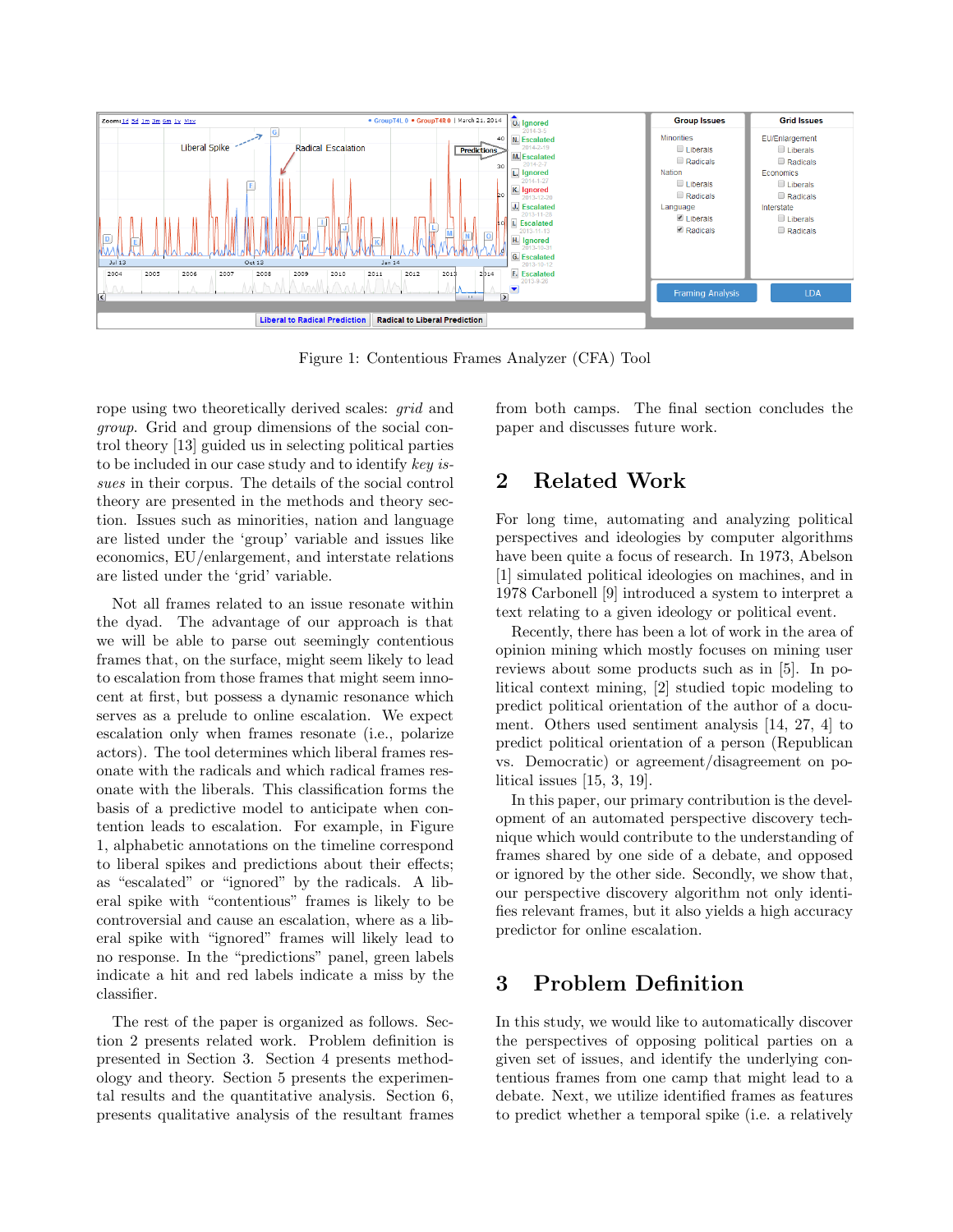Figure 1: Contentious Frames Analyzer (CFA) Tool

rope using two theoretically derived scales: *grid* and *group*. Grid and group dimensions of the social control theory [13] guided us in selecting political parties to be included in our case study and to identify *key issues* in their corpus. The details of the social control theory are presented in the methods and theory section. Issues such as minorities, nation and language are listed under the 'group' variable and issues like economics, EU/enlargement, and interstate relations are listed under the 'grid' variable.

Not all frames related to an issue resonate within the dyad. The advantage of our approach is that we will be able to parse out seemingly contentious frames that, on the surface, might seem likely to lead to escalation from those frames that might seem innocent at first, but possess a dynamic resonance which serves as a prelude to online escalation. We expect escalation only when frames resonate (i.e., polarize actors). The tool determines which liberal frames resonate with the radicals and which radical frames resonate with the liberals. This classification forms the basis of a predictive model to anticipate when contention leads to escalation. For example, in Figure 1, alphabetic annotations on the timeline correspond to liberal spikes and predictions about their effects; as "escalated" or "ignored" by the radicals. A liberal spike with "contentious" frames is likely to be controversial and cause an escalation, where as a liberal spike with "ignored" frames will likely lead to no response. In the "predictions" panel, green labels indicate a hit and red labels indicate a miss by the classifier.

The rest of the paper is organized as follows. Section 2 presents related work. Problem definition is presented in Section 3. Section 4 presents methodology and theory. Section 5 presents the experimental results and the quantitative analysis. Section 6, presents qualitative analysis of the resultant frames from both camps. The final section concludes the paper and discusses future work.

## 2 Related Work

For long time, automating and analyzing political perspectives and ideologies by computer algorithms have been quite a focus of research. In 1973, Abelson [1] simulated political ideologies on machines, and in 1978 Carbonell [9] introduced a system to interpret a text relating to a given ideology or political event.

Recently, there has been a lot of work in the area of opinion mining which mostly focuses on mining user reviews about some products such as in [5]. In political context mining, [2] studied topic modeling to predict political orientation of the author of a document. Others used sentiment analysis [14, 27, 4] to predict political orientation of a person (Republican vs. Democratic) or agreement/disagreement on political issues [15, 3, 19].

In this paper, our primary contribution is the development of an automated perspective discovery technique which would contribute to the understanding of frames shared by one side of a debate, and opposed or ignored by the other side. Secondly, we show that, our perspective discovery algorithm not only identifies relevant frames, but it also yields a high accuracy predictor for online escalation.

## 3 Problem Definition

In this study, we would like to automatically discover the perspectives of opposing political parties on a given set of issues, and identify the underlying contentious frames from one camp that might lead to a debate. Next, we utilize identified frames as features to predict whether a temporal spike (i.e. a relatively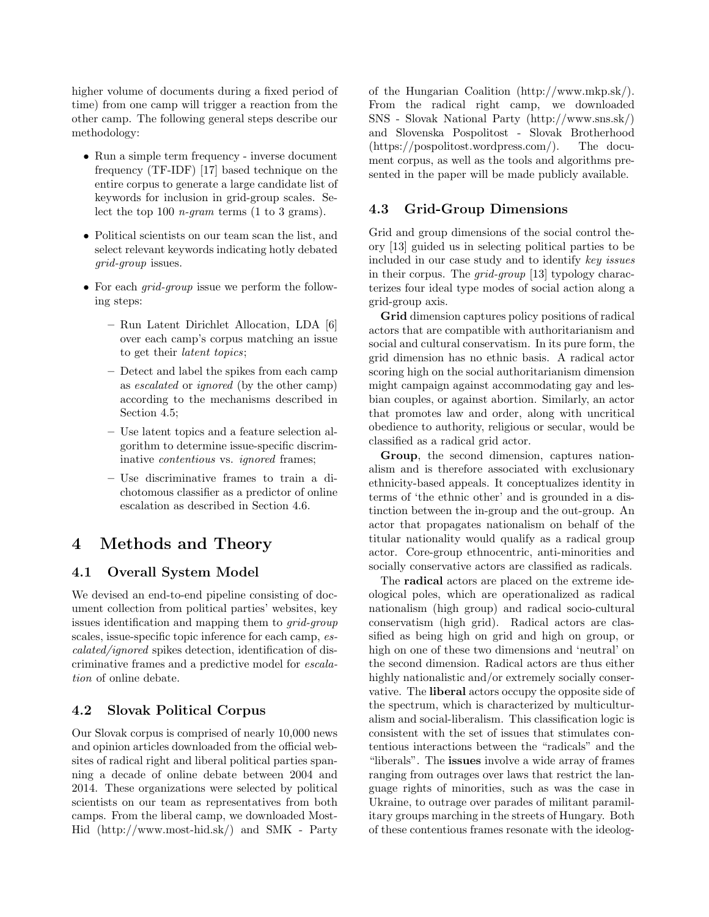higher volume of documents during a fixed period of time) from one camp will trigger a reaction from the other camp. The following general steps describe our methodology:

- Run a simple term frequency - inverse document frequency (TF-IDF) [17] based technique on the entire corpus to generate a large candidate list of keywords for inclusion in grid-group scales. Select the top 100 *n-gram* terms (1 to 3 grams).
- Political scientists on our team scan the list, and select relevant keywords indicating hotly debated *grid-group* issues.
- For each *grid-group* issue we perform the following steps:
  - Run Latent Dirichlet Allocation, LDA [6] over each camp's corpus matching an issue to get their *latent topics*;
  - Detect and label the spikes from each camp as *escalated* or *ignored* (by the other camp) according to the mechanisms described in Section 4.5;
  - Use latent topics and a feature selection algorithm to determine issue-specific discriminative *contentious* vs. *ignored* frames;
  - Use discriminative frames to train a dichotomous classifier as a predictor of online escalation as described in Section 4.6.

# 4 Methods and Theory

## 4.1 Overall System Model

We devised an end-to-end pipeline consisting of document collection from political parties' websites, key issues identification and mapping them to *grid-group* scales, issue-specific topic inference for each camp, *escalated/ignored* spikes detection, identification of discriminative frames and a predictive model for *escalation* of online debate.

## 4.2 Slovak Political Corpus

Our Slovak corpus is comprised of nearly 10,000 news and opinion articles downloaded from the official websites of radical right and liberal political parties spanning a decade of online debate between 2004 and 2014. These organizations were selected by political scientists on our team as representatives from both camps. From the liberal camp, we downloaded Most-Hid (http://www.most-hid.sk/) and SMK - Party of the Hungarian Coalition (http://www.mkp.sk/). From the radical right camp, we downloaded SNS - Slovak National Party (http://www.sns.sk/) and Slovenska Pospolitost - Slovak Brotherhood (https://pospolitost.wordpress.com/). The document corpus, as well as the tools and algorithms presented in the paper will be made publicly available.

## 4.3 Grid-Group Dimensions

Grid and group dimensions of the social control theory [13] guided us in selecting political parties to be included in our case study and to identify *key issues* in their corpus. The *grid-group* [13] typology characterizes four ideal type modes of social action along a grid-group axis.

**Grid** dimension captures policy positions of radical actors that are compatible with authoritarianism and social and cultural conservatism. In its pure form, the grid dimension has no ethnic basis. A radical actor scoring high on the social authoritarianism dimension might campaign against accommodating gay and lesbian couples, or against abortion. Similarly, an actor that promotes law and order, along with uncritical obedience to authority, religious or secular, would be classified as a radical grid actor.

**Group**, the second dimension, captures nationalism and is therefore associated with exclusionary ethnicity-based appeals. It conceptualizes identity in terms of 'the ethnic other' and is grounded in a distinction between the in-group and the out-group. An actor that propagates nationalism on behalf of the titular nationality would qualify as a radical group actor. Core-group ethnocentric, anti-minorities and socially conservative actors are classified as radicals.

The **radical** actors are placed on the extreme ideological poles, which are operationalized as radical nationalism (high group) and radical socio-cultural conservatism (high grid). Radical actors are classified as being high on grid and high on group, or high on one of these two dimensions and 'neutral' on the second dimension. Radical actors are thus either highly nationalistic and/or extremely socially conservative. The **liberal** actors occupy the opposite side of the spectrum, which is characterized by multiculturalism and social-liberalism. This classification logic is consistent with the set of issues that stimulates contentious interactions between the "radicals" and the "liberals". The **issues** involve a wide array of frames ranging from outrages over laws that restrict the language rights of minorities, such as was the case in Ukraine, to outrage over parades of militant paramilitary groups marching in the streets of Hungary. Both of these contentious frames resonate with the ideolog-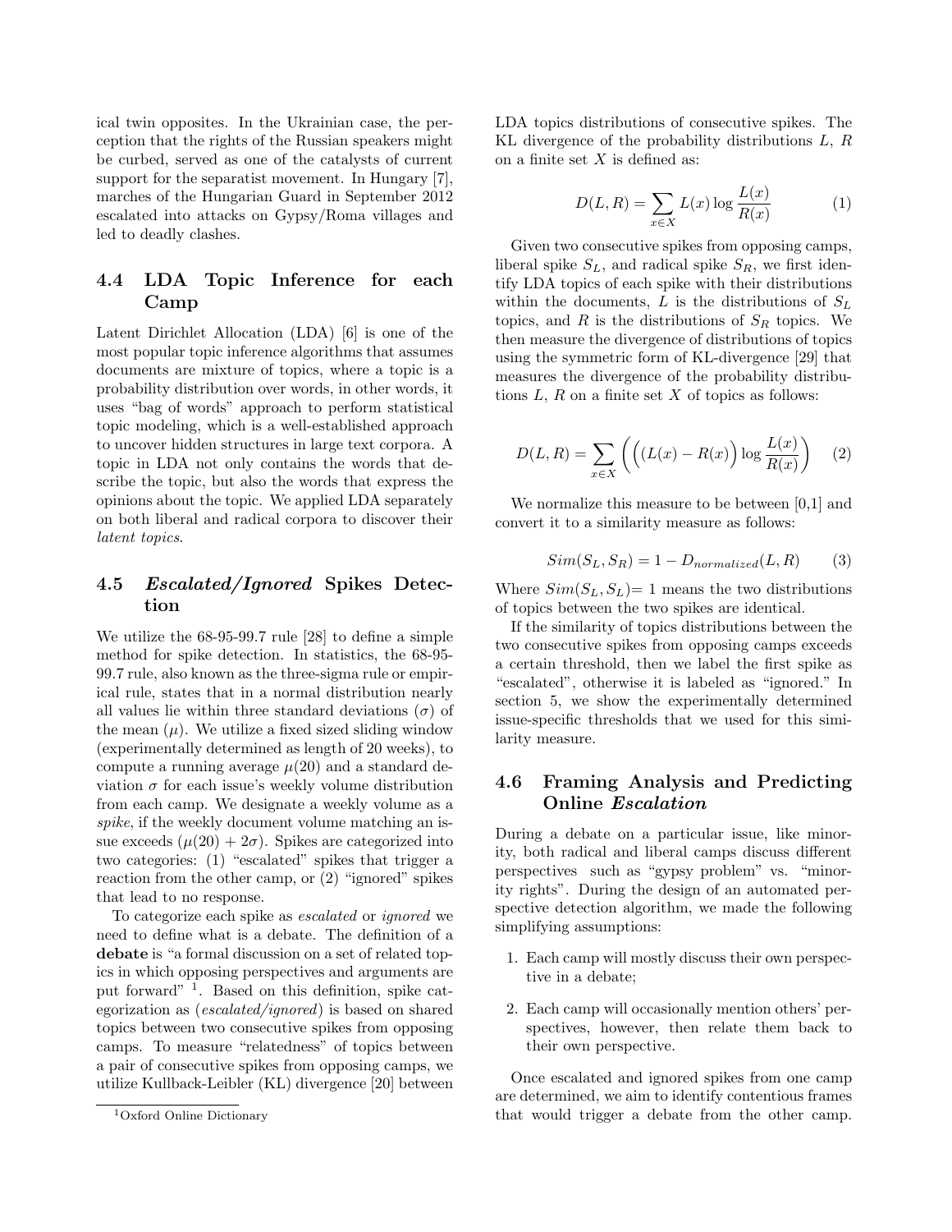ical twin opposites. In the Ukrainian case, the perception that the rights of the Russian speakers might be curbed, served as one of the catalysts of current support for the separatist movement. In Hungary [7], marches of the Hungarian Guard in September 2012 escalated into attacks on Gypsy/Roma villages and led to deadly clashes.

### 4.4 LDA Topic Inference for each Camp

Latent Dirichlet Allocation (LDA) [6] is one of the most popular topic inference algorithms that assumes documents are mixture of topics, where a topic is a probability distribution over words, in other words, it uses "bag of words" approach to perform statistical topic modeling, which is a well-established approach to uncover hidden structures in large text corpora. A topic in LDA not only contains the words that describe the topic, but also the words that express the opinions about the topic. We applied LDA separately on both liberal and radical corpora to discover their *latent topics*.

### 4.5 *Escalated/Ignored* Spikes Detection

We utilize the 68-95-99.7 rule [28] to define a simple method for spike detection. In statistics, the 68-95-99.7 rule, also known as the three-sigma rule or empirical rule, states that in a normal distribution nearly all values lie within three standard deviations ($\sigma$) of the mean ($\mu$). We utilize a fixed sized sliding window (experimentally determined as length of 20 weeks), to compute a running average $\mu(20)$ and a standard deviation $\sigma$ for each issue's weekly volume distribution from each camp. We designate a weekly volume as a *spike*, if the weekly document volume matching an issue exceeds ($\mu(20) + 2\sigma$). Spikes are categorized into two categories: (1) "escalated" spikes that trigger a reaction from the other camp, or (2) "ignored" spikes that lead to no response.

To categorize each spike as *escalated* or *ignored* we need to define what is a debate. The definition of a **debate** is "a formal discussion on a set of related topics in which opposing perspectives and arguments are put forward" [1]. Based on this definition, spike categorization as (*escalated/ignored*) is based on shared topics between two consecutive spikes from opposing camps. To measure "relatedness" of topics between a pair of consecutive spikes from opposing camps, we utilize Kullback-Leibler (KL) divergence [20] between LDA topics distributions of consecutive spikes. The KL divergence of the probability distributions $L$, $R$ on a finite set $X$ is defined as:

$$D(L, R) = \sum_{x \in X} L(x) \log \frac{L(x)}{R(x)} \tag{1}$$

Given two consecutive spikes from opposing camps, liberal spike $S_L$, and radical spike $S_R$, we first identify LDA topics of each spike with their distributions within the documents, $L$ is the distributions of $S_L$ topics, and $R$ is the distributions of $S_R$ topics. We then measure the divergence of distributions of topics using the symmetric form of KL-divergence [29] that measures the divergence of the probability distributions $L$, $R$ on a finite set $X$ of topics as follows:

$$D(L, R) = \sum_{x \in X} \left( \left( (L(x) - R(x) \right) \log \frac{L(x)}{R(x)} \right) \tag{2}$$

We normalize this measure to be between [0,1] and convert it to a similarity measure as follows:

$$Sim(S_L, S_R) = 1 - D_{normalized}(L, R) \tag{3}$$

Where $Sim(S_L, S_L)$= 1 means the two distributions of topics between the two spikes are identical.

If the similarity of topics distributions between the two consecutive spikes from opposing camps exceeds a certain threshold, then we label the first spike as "escalated", otherwise it is labeled as "ignored." In section 5, we show the experimentally determined issue-specific thresholds that we used for this similarity measure.

### 4.6 Framing Analysis and Predicting Online *Escalation*

During a debate on a particular issue, like minority, both radical and liberal camps discuss different perspectives such as "gypsy problem" vs. "minority rights". During the design of an automated perspective detection algorithm, we made the following simplifying assumptions:

1. Each camp will mostly discuss their own perspective in a debate;
2. Each camp will occasionally mention others' perspectives, however, then relate them back to their own perspective.

Once escalated and ignored spikes from one camp are determined, we aim to identify contentious frames that would trigger a debate from the other camp.

[1] Oxford Online Dictionary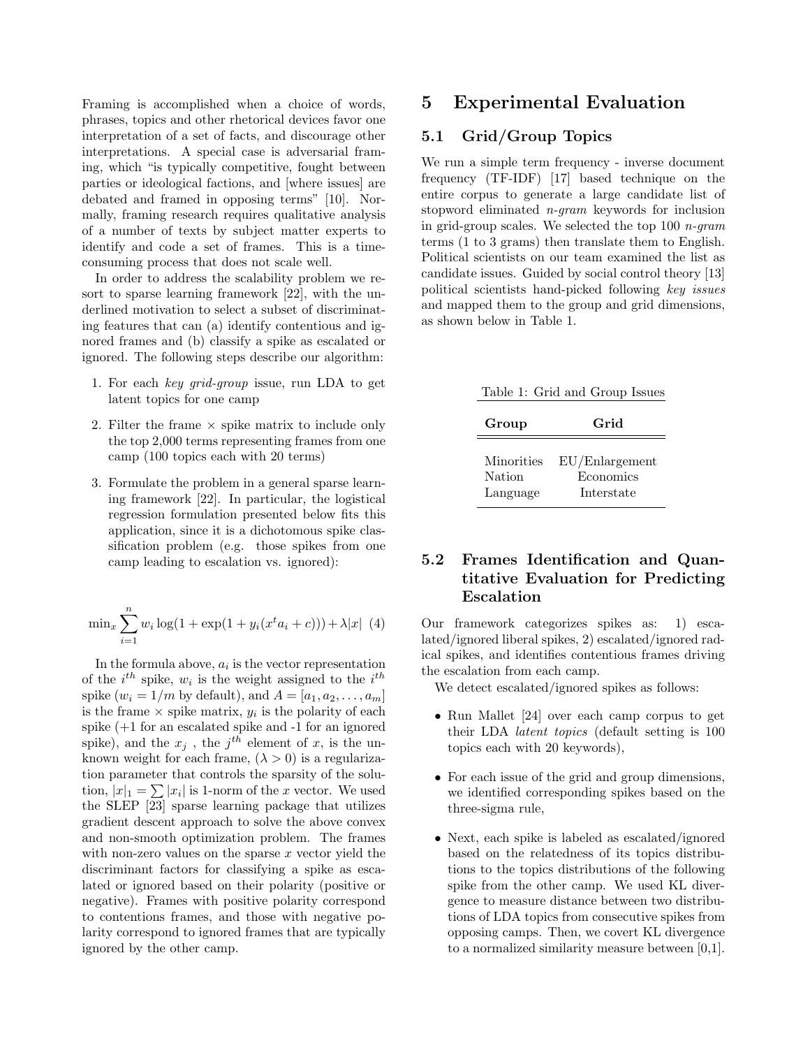Framing is accomplished when a choice of words, phrases, topics and other rhetorical devices favor one interpretation of a set of facts, and discourage other interpretations. A special case is adversarial framing, which "is typically competitive, fought between parties or ideological factions, and [where issues] are debated and framed in opposing terms" [10]. Normally, framing research requires qualitative analysis of a number of texts by subject matter experts to identify and code a set of frames. This is a time-consuming process that does not scale well.

In order to address the scalability problem we resort to sparse learning framework [22], with the underlined motivation to select a subset of discriminating features that can (a) identify contentious and ignored frames and (b) classify a spike as escalated or ignored. The following steps describe our algorithm:

1. For each *key grid-group* issue, run LDA to get latent topics for one camp
2. Filter the frame × spike matrix to include only the top 2,000 terms representing frames from one camp (100 topics each with 20 terms)
3. Formulate the problem in a general sparse learning framework [22]. In particular, the logistical regression formulation presented below fits this application, since it is a dichotomous spike classification problem (e.g. those spikes from one camp leading to escalation vs. ignored):

$$\min_x \sum_{i=1}^{n} w_i \log(1 + \exp(1 + y_i(x^t a_i + c))) + \lambda|x| \quad (4)$$

In the formula above, $a_i$ is the vector representation of the $i^{th}$ spike, $w_i$ is the weight assigned to the $i^{th}$ spike ($w_i = 1/m$ by default), and $A = [a_1, a_2, \ldots, a_m]$ is the frame × spike matrix, $y_i$ is the polarity of each spike (+1 for an escalated spike and -1 for an ignored spike), and the $x_j$ , the $j^{th}$ element of $x$, is the unknown weight for each frame, ($\lambda > 0$) is a regularization parameter that controls the sparsity of the solution, $|x|_1 = \sum |x_i|$ is 1-norm of the $x$ vector. We used the SLEP [23] sparse learning package that utilizes gradient descent approach to solve the above convex and non-smooth optimization problem. The frames with non-zero values on the sparse $x$ vector yield the discriminant factors for classifying a spike as escalated or ignored based on their polarity (positive or negative). Frames with positive polarity correspond to contentions frames, and those with negative polarity correspond to ignored frames that are typically ignored by the other camp.

# 5 Experimental Evaluation

## 5.1 Grid/Group Topics

We run a simple term frequency - inverse document frequency (TF-IDF) [17] based technique on the entire corpus to generate a large candidate list of stopword eliminated *n-gram* keywords for inclusion in grid-group scales. We selected the top 100 *n-gram* terms (1 to 3 grams) then translate them to English. Political scientists on our team examined the list as candidate issues. Guided by social control theory [13] political scientists hand-picked following *key issues* and mapped them to the group and grid dimensions, as shown below in Table 1.

Table 1: Grid and Group Issues

| Group | Grid |
|---|---|
| Minorities | EU/Enlargement |
| Nation | Economics |
| Language | Interstate |

## 5.2 Frames Identification and Quantitative Evaluation for Predicting Escalation

Our framework categorizes spikes as: 1) escalated/ignored liberal spikes, 2) escalated/ignored radical spikes, and identifies contentious frames driving the escalation from each camp.

We detect escalated/ignored spikes as follows:

- Run Mallet [24] over each camp corpus to get their LDA *latent topics* (default setting is 100 topics each with 20 keywords),
- For each issue of the grid and group dimensions, we identified corresponding spikes based on the three-sigma rule,
- Next, each spike is labeled as escalated/ignored based on the relatedness of its topics distributions to the topics distributions of the following spike from the other camp. We used KL divergence to measure distance between two distributions of LDA topics from consecutive spikes from opposing camps. Then, we covert KL divergence to a normalized similarity measure between [0,1].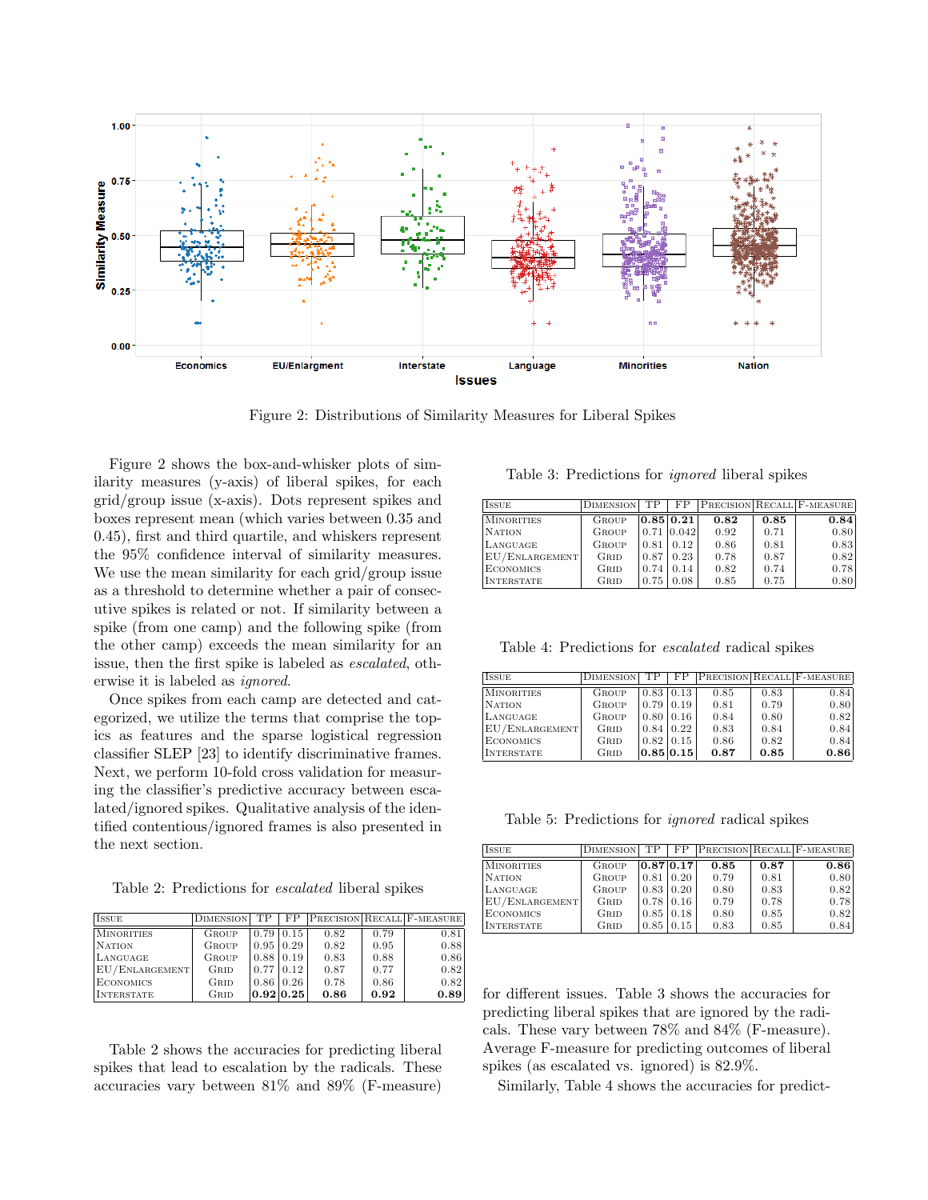Figure 2: Distributions of Similarity Measures for Liberal Spikes

Figure 2 shows the box-and-whisker plots of similarity measures (y-axis) of liberal spikes, for each grid/group issue (x-axis). Dots represent spikes and boxes represent mean (which varies between 0.35 and 0.45), first and third quartile, and whiskers represent the 95% confidence interval of similarity measures. We use the mean similarity for each grid/group issue as a threshold to determine whether a pair of consecutive spikes is related or not. If similarity between a spike (from one camp) and the following spike (from the other camp) exceeds the mean similarity for an issue, then the first spike is labeled as *escalated*, otherwise it is labeled as *ignored*.

Once spikes from each camp are detected and categorized, we utilize the terms that comprise the topics as features and the sparse logistical regression classifier SLEP [23] to identify discriminative frames. Next, we perform 10-fold cross validation for measuring the classifier's predictive accuracy between escalated/ignored spikes. Qualitative analysis of the identified contentious/ignored frames is also presented in the next section.

Table 2: Predictions for *escalated* liberal spikes

| Issue | Dimension | TP | FP | Precision | Recall | F-measure |
|---|---|---|---|---|---|---|
| Minorities | Group | 0.79 | 0.15 | 0.82 | 0.79 | 0.81 |
| Nation | Group | 0.95 | 0.29 | 0.82 | 0.95 | 0.88 |
| Language | Group | 0.88 | 0.19 | 0.83 | 0.88 | 0.86 |
| EU/Enlargement | Grid | 0.77 | 0.12 | 0.87 | 0.77 | 0.82 |
| Economics | Grid | 0.86 | 0.26 | 0.78 | 0.86 | 0.82 |
| Interstate | Grid | **0.92** | **0.25** | **0.86** | **0.92** | **0.89** |

Table 2 shows the accuracies for predicting liberal spikes that lead to escalation by the radicals. These accuracies vary between 81% and 89% (F-measure) for different issues. Table 3 shows the accuracies for predicting liberal spikes that are ignored by the radicals. These vary between 78% and 84% (F-measure). Average F-measure for predicting outcomes of liberal spikes (as escalated vs. ignored) is 82.9%.

Table 3: Predictions for *ignored* liberal spikes

| Issue | Dimension | TP | FP | Precision | Recall | F-measure |
|---|---|---|---|---|---|---|
| Minorities | Group | **0.85** | **0.21** | **0.82** | **0.85** | **0.84** |
| Nation | Group | 0.71 | 0.042 | 0.92 | 0.71 | 0.80 |
| Language | Group | 0.81 | 0.12 | 0.86 | 0.81 | 0.83 |
| EU/Enlargement | Grid | 0.87 | 0.23 | 0.78 | 0.87 | 0.82 |
| Economics | Grid | 0.74 | 0.14 | 0.82 | 0.74 | 0.78 |
| Interstate | Grid | 0.75 | 0.08 | 0.85 | 0.75 | 0.80 |

Table 4: Predictions for *escalated* radical spikes

| Issue | Dimension | TP | FP | Precision | Recall | F-measure |
|---|---|---|---|---|---|---|
| Minorities | Group | 0.83 | 0.13 | 0.85 | 0.83 | 0.84 |
| Nation | Group | 0.79 | 0.19 | 0.81 | 0.79 | 0.80 |
| Language | Group | 0.80 | 0.16 | 0.84 | 0.80 | 0.82 |
| EU/Enlargement | Grid | 0.84 | 0.22 | 0.83 | 0.84 | 0.84 |
| Economics | Grid | 0.82 | 0.15 | 0.86 | 0.82 | 0.84 |
| Interstate | Grid | **0.85** | **0.15** | **0.87** | **0.85** | **0.86** |

Table 5: Predictions for *ignored* radical spikes

| Issue | Dimension | TP | FP | Precision | Recall | F-measure |
|---|---|---|---|---|---|---|
| Minorities | Group | **0.87** | **0.17** | **0.85** | **0.87** | **0.86** |
| Nation | Group | 0.81 | 0.20 | 0.79 | 0.81 | 0.80 |
| Language | Group | 0.83 | 0.20 | 0.80 | 0.83 | 0.82 |
| EU/Enlargement | Grid | 0.78 | 0.16 | 0.79 | 0.78 | 0.78 |
| Economics | Grid | 0.85 | 0.18 | 0.80 | 0.85 | 0.82 |
| Interstate | Grid | 0.85 | 0.15 | 0.83 | 0.85 | 0.84 |

Similarly, Table 4 shows the accuracies for predict-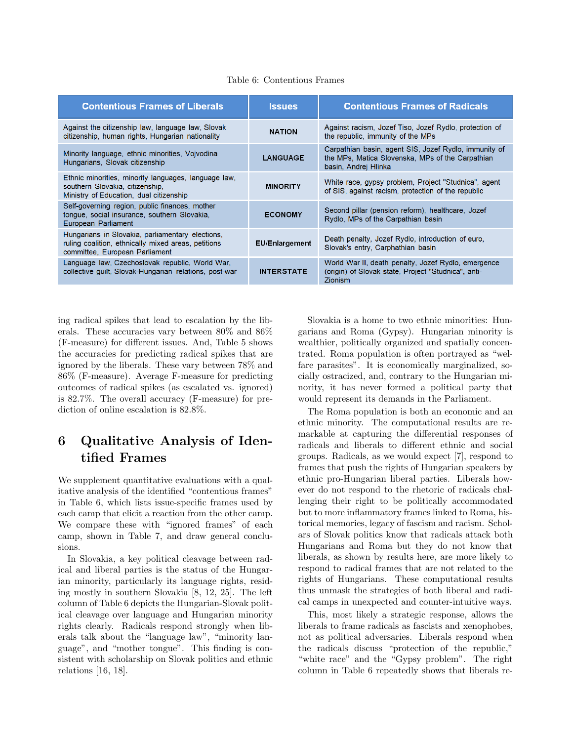Table 6: Contentious Frames

| Contentious Frames of Liberals | Issues | Contentious Frames of Radicals |
|---|---|---|
| Against the citizenship law, language law, Slovak citizenship, human rights, Hungarian nationality | NATION | Against racism, Jozef Tiso, Jozef Rydlo, protection of the republic, immunity of the MPs |
| Minority language, ethnic minorities, Vojvodina Hungarians, Slovak citizenship | LANGUAGE | Carpathian basin, agent SIS, Jozef Rydlo, immunity of the MPs, Matica Slovenska, MPs of the Carpathian basin, Andrej Hlinka |
| Ethnic minorities, minority languages, language law, southern Slovakia, citizenship, Ministry of Education, dual citizenship | MINORITY | White race, gypsy problem, Project "Studnica", agent of SIS, against racism, protection of the republic |
| Self-governing region, public finances, mother tongue, social insurance, southern Slovakia, European Parliament | ECONOMY | Second pillar (pension reform), healthcare, Jozef Rydlo, MPs of the Carpathian basin |
| Hungarians in Slovakia, parliamentary elections, ruling coalition, ethnically mixed areas, petitions committee, European Parliament | EU/Enlargement | Death penalty, Jozef Rydlo, introduction of euro, Slovak's entry, Carphathian basin |
| Language law, Czechoslovak republic, World War, collective guilt, Slovak-Hungarian relations, post-war | INTERSTATE | World War II, death penalty, Jozef Rydlo, emergence (origin) of Slovak state, Project "Studnica", anti-Zionism |

ing radical spikes that lead to escalation by the liberals. These accuracies vary between 80% and 86% (F-measure) for different issues. And, Table 5 shows the accuracies for predicting radical spikes that are ignored by the liberals. These vary between 78% and 86% (F-measure). Average F-measure for predicting outcomes of radical spikes (as escalated vs. ignored) is 82.7%. The overall accuracy (F-measure) for prediction of online escalation is 82.8%.

# 6 Qualitative Analysis of Identified Frames

We supplement quantitative evaluations with a qualitative analysis of the identified "contentious frames" in Table 6, which lists issue-specific frames used by each camp that elicit a reaction from the other camp. We compare these with "ignored frames" of each camp, shown in Table 7, and draw general conclusions.

In Slovakia, a key political cleavage between radical and liberal parties is the status of the Hungarian minority, particularly its language rights, residing mostly in southern Slovakia [8, 12, 25]. The left column of Table 6 depicts the Hungarian-Slovak political cleavage over language and Hungarian minority rights clearly. Radicals respond strongly when liberals talk about the "language law", "minority language", and "mother tongue". This finding is consistent with scholarship on Slovak politics and ethnic relations [16, 18].

Slovakia is a home to two ethnic minorities: Hungarians and Roma (Gypsy). Hungarian minority is wealthier, politically organized and spatially concentrated. Roma population is often portrayed as "welfare parasites". It is economically marginalized, socially ostracized, and, contrary to the Hungarian minority, it has never formed a political party that would represent its demands in the Parliament.

The Roma population is both an economic and an ethnic minority. The computational results are remarkable at capturing the differential responses of radicals and liberals to different ethnic and social groups. Radicals, as we would expect [7], respond to frames that push the rights of Hungarian speakers by ethnic pro-Hungarian liberal parties. Liberals however do not respond to the rhetoric of radicals challenging their right to be politically accommodated but to more inflammatory frames linked to Roma, historical memories, legacy of fascism and racism. Scholars of Slovak politics know that radicals attack both Hungarians and Roma but they do not know that liberals, as shown by results here, are more likely to respond to radical frames that are not related to the rights of Hungarians. These computational results thus unmask the strategies of both liberal and radical camps in unexpected and counter-intuitive ways.

This, most likely a strategic response, allows the liberals to frame radicals as fascists and xenophobes, not as political adversaries. Liberals respond when the radicals discuss "protection of the republic," "white race" and the "Gypsy problem". The right column in Table 6 repeatedly shows that liberals re-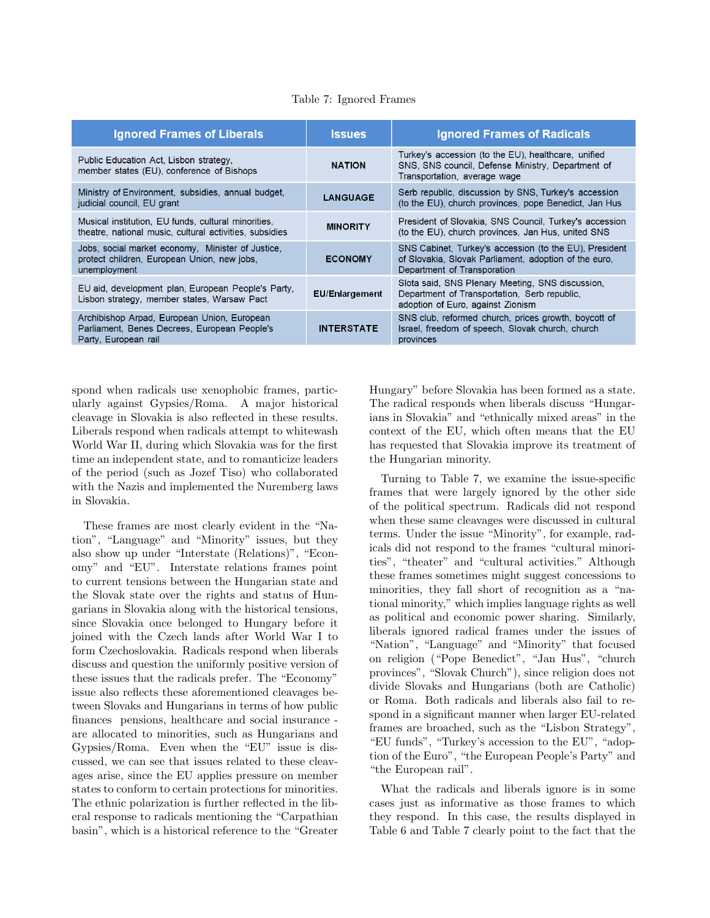Table 7: Ignored Frames

| Ignored Frames of Liberals | Issues | Ignored Frames of Radicals |
|---|---|---|
| Public Education Act, Lisbon strategy, member states (EU), conference of Bishops | NATION | Turkey's accession (to the EU), healthcare, unified SNS, SNS council, Defense Ministry, Department of Transportation, average wage |
| Ministry of Environment, subsidies, annual budget, judicial council, EU grant | LANGUAGE | Serb republic, discussion by SNS, Turkey's accession (to the EU), church provinces, pope Benedict, Jan Hus |
| Musical institution, EU funds, cultural minorities, theatre, national music, cultural activities, subsidies | MINORITY | President of Slovakia, SNS Council, Turkey's accession (to the EU), church provinces, Jan Hus, united SNS |
| Jobs, social market economy, Minister of Justice, protect children, European Union, new jobs, unemployment | ECONOMY | SNS Cabinet, Turkey's accession (to the EU), President of Slovakia, Slovak Parliament, adoption of the euro, Department of Transporation |
| EU aid, development plan, European People's Party, Lisbon strategy, member states, Warsaw Pact | EU/Enlargement | Slota said, SNS Plenary Meeting, SNS discussion, Department of Transportation, Serb republic, adoption of Euro, against Zionism |
| Archibishop Arpad, European Union, European Parliament, Benes Decrees, European People's Party, European rail | INTERSTATE | SNS club, reformed church, prices growth, boycott of Israel, freedom of speech, Slovak church, church provinces |

spond when radicals use xenophobic frames, particularly against Gypsies/Roma. A major historical cleavage in Slovakia is also reflected in these results. Liberals respond when radicals attempt to whitewash World War II, during which Slovakia was for the first time an independent state, and to romanticize leaders of the period (such as Jozef Tiso) who collaborated with the Nazis and implemented the Nuremberg laws in Slovakia.

These frames are most clearly evident in the "Nation", "Language" and "Minority" issues, but they also show up under "Interstate (Relations)", "Economy" and "EU". Interstate relations frames point to current tensions between the Hungarian state and the Slovak state over the rights and status of Hungarians in Slovakia along with the historical tensions, since Slovakia once belonged to Hungary before it joined with the Czech lands after World War I to form Czechoslovakia. Radicals respond when liberals discuss and question the uniformly positive version of these issues that the radicals prefer. The "Economy" issue also reflects these aforementioned cleavages between Slovaks and Hungarians in terms of how public finances pensions, healthcare and social insurance - are allocated to minorities, such as Hungarians and Gypsies/Roma. Even when the "EU" issue is discussed, we can see that issues related to these cleavages arise, since the EU applies pressure on member states to conform to certain protections for minorities. The ethnic polarization is further reflected in the liberal response to radicals mentioning the "Carpathian basin", which is a historical reference to the "Greater Hungary" before Slovakia has been formed as a state. The radical responds when liberals discuss "Hungarians in Slovakia" and "ethnically mixed areas" in the context of the EU, which often means that the EU has requested that Slovakia improve its treatment of the Hungarian minority.

Turning to Table 7, we examine the issue-specific frames that were largely ignored by the other side of the political spectrum. Radicals did not respond when these same cleavages were discussed in cultural terms. Under the issue "Minority", for example, radicals did not respond to the frames "cultural minorities", "theater" and "cultural activities." Although these frames sometimes might suggest concessions to minorities, they fall short of recognition as a "national minority," which implies language rights as well as political and economic power sharing. Similarly, liberals ignored radical frames under the issues of "Nation", "Language" and "Minority" that focused on religion ("Pope Benedict", "Jan Hus", "church provinces", "Slovak Church"), since religion does not divide Slovaks and Hungarians (both are Catholic) or Roma. Both radicals and liberals also fail to respond in a significant manner when larger EU-related frames are broached, such as the "Lisbon Strategy", "EU funds", "Turkey's accession to the EU", "adoption of the Euro", "the European People's Party" and "the European rail".

What the radicals and liberals ignore is in some cases just as informative as those frames to which they respond. In this case, the results displayed in Table 6 and Table 7 clearly point to the fact that the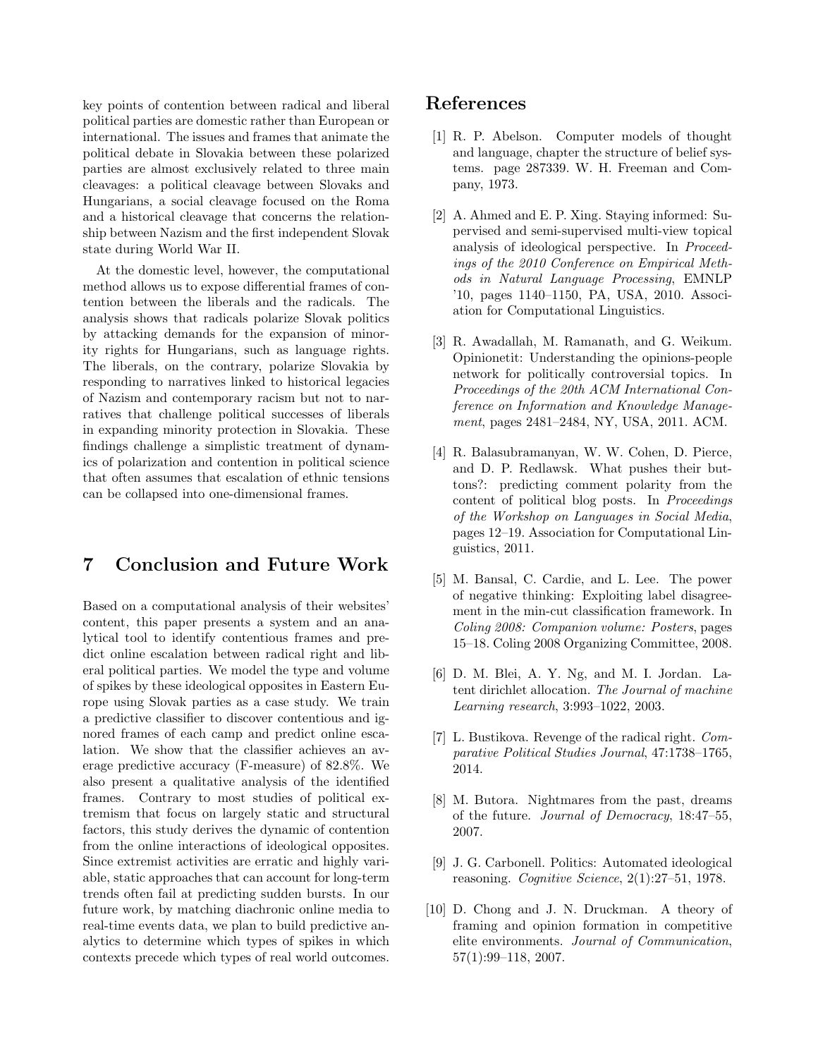key points of contention between radical and liberal political parties are domestic rather than European or international. The issues and frames that animate the political debate in Slovakia between these polarized parties are almost exclusively related to three main cleavages: a political cleavage between Slovaks and Hungarians, a social cleavage focused on the Roma and a historical cleavage that concerns the relationship between Nazism and the first independent Slovak state during World War II.

At the domestic level, however, the computational method allows us to expose differential frames of contention between the liberals and the radicals. The analysis shows that radicals polarize Slovak politics by attacking demands for the expansion of minority rights for Hungarians, such as language rights. The liberals, on the contrary, polarize Slovakia by responding to narratives linked to historical legacies of Nazism and contemporary racism but not to narratives that challenge political successes of liberals in expanding minority protection in Slovakia. These findings challenge a simplistic treatment of dynamics of polarization and contention in political science that often assumes that escalation of ethnic tensions can be collapsed into one-dimensional frames.

## 7 Conclusion and Future Work

Based on a computational analysis of their websites' content, this paper presents a system and an analytical tool to identify contentious frames and predict online escalation between radical right and liberal political parties. We model the type and volume of spikes by these ideological opposites in Eastern Europe using Slovak parties as a case study. We train a predictive classifier to discover contentious and ignored frames of each camp and predict online escalation. We show that the classifier achieves an average predictive accuracy (F-measure) of 82.8%. We also present a qualitative analysis of the identified frames. Contrary to most studies of political extremism that focus on largely static and structural factors, this study derives the dynamic of contention from the online interactions of ideological opposites. Since extremist activities are erratic and highly variable, static approaches that can account for long-term trends often fail at predicting sudden bursts. In our future work, by matching diachronic online media to real-time events data, we plan to build predictive analytics to determine which types of spikes in which contexts precede which types of real world outcomes.

# References

[1] R. P. Abelson. Computer models of thought and language, chapter the structure of belief systems. page 287339. W. H. Freeman and Company, 1973.

[2] A. Ahmed and E. P. Xing. Staying informed: Supervised and semi-supervised multi-view topical analysis of ideological perspective. In *Proceedings of the 2010 Conference on Empirical Methods in Natural Language Processing*, EMNLP '10, pages 1140–1150, PA, USA, 2010. Association for Computational Linguistics.

[3] R. Awadallah, M. Ramanath, and G. Weikum. Opinionetit: Understanding the opinions-people network for politically controversial topics. In *Proceedings of the 20th ACM International Conference on Information and Knowledge Management*, pages 2481–2484, NY, USA, 2011. ACM.

[4] R. Balasubramanyan, W. W. Cohen, D. Pierce, and D. P. Redlawsk. What pushes their buttons?: predicting comment polarity from the content of political blog posts. In *Proceedings of the Workshop on Languages in Social Media*, pages 12–19. Association for Computational Linguistics, 2011.

[5] M. Bansal, C. Cardie, and L. Lee. The power of negative thinking: Exploiting label disagreement in the min-cut classification framework. In *Coling 2008: Companion volume: Posters*, pages 15–18. Coling 2008 Organizing Committee, 2008.

[6] D. M. Blei, A. Y. Ng, and M. I. Jordan. Latent dirichlet allocation. *The Journal of machine Learning research*, 3:993–1022, 2003.

[7] L. Bustikova. Revenge of the radical right. *Comparative Political Studies Journal*, 47:1738–1765, 2014.

[8] M. Butora. Nightmares from the past, dreams of the future. *Journal of Democracy*, 18:47–55, 2007.

[9] J. G. Carbonell. Politics: Automated ideological reasoning. *Cognitive Science*, 2(1):27–51, 1978.

[10] D. Chong and J. N. Druckman. A theory of framing and opinion formation in competitive elite environments. *Journal of Communication*, 57(1):99–118, 2007.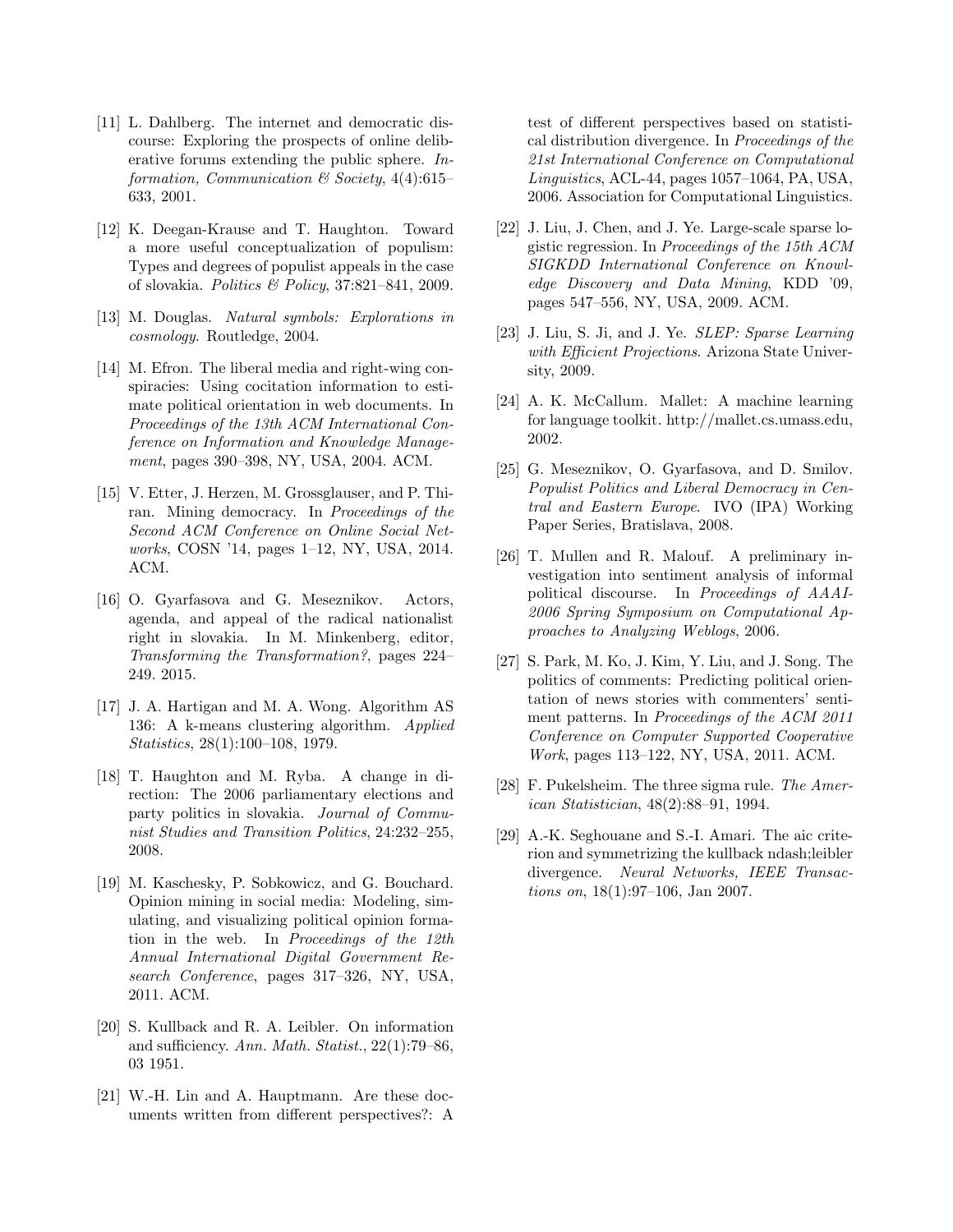[11] L. Dahlberg. The internet and democratic discourse: Exploring the prospects of online deliberative forums extending the public sphere. *Information, Communication & Society*, 4(4):615–633, 2001.

[12] K. Deegan-Krause and T. Haughton. Toward a more useful conceptualization of populism: Types and degrees of populist appeals in the case of slovakia. *Politics & Policy*, 37:821–841, 2009.

[13] M. Douglas. *Natural symbols: Explorations in cosmology*. Routledge, 2004.

[14] M. Efron. The liberal media and right-wing conspiracies: Using cocitation information to estimate political orientation in web documents. In *Proceedings of the 13th ACM International Conference on Information and Knowledge Management*, pages 390–398, NY, USA, 2004. ACM.

[15] V. Etter, J. Herzen, M. Grossglauser, and P. Thiran. Mining democracy. In *Proceedings of the Second ACM Conference on Online Social Networks*, COSN '14, pages 1–12, NY, USA, 2014. ACM.

[16] O. Gyarfasova and G. Meseznikov. Actors, agenda, and appeal of the radical nationalist right in slovakia. In M. Minkenberg, editor, *Transforming the Transformation?*, pages 224–249. 2015.

[17] J. A. Hartigan and M. A. Wong. Algorithm AS 136: A k-means clustering algorithm. *Applied Statistics*, 28(1):100–108, 1979.

[18] T. Haughton and M. Ryba. A change in direction: The 2006 parliamentary elections and party politics in slovakia. *Journal of Communist Studies and Transition Politics*, 24:232–255, 2008.

[19] M. Kaschesky, P. Sobkowicz, and G. Bouchard. Opinion mining in social media: Modeling, simulating, and visualizing political opinion formation in the web. In *Proceedings of the 12th Annual International Digital Government Research Conference*, pages 317–326, NY, USA, 2011. ACM.

[20] S. Kullback and R. A. Leibler. On information and sufficiency. *Ann. Math. Statist.*, 22(1):79–86, 03 1951.

[21] W.-H. Lin and A. Hauptmann. Are these documents written from different perspectives?: A test of different perspectives based on statistical distribution divergence. In *Proceedings of the 21st International Conference on Computational Linguistics*, ACL-44, pages 1057–1064, PA, USA, 2006. Association for Computational Linguistics.

[22] J. Liu, J. Chen, and J. Ye. Large-scale sparse logistic regression. In *Proceedings of the 15th ACM SIGKDD International Conference on Knowledge Discovery and Data Mining*, KDD '09, pages 547–556, NY, USA, 2009. ACM.

[23] J. Liu, S. Ji, and J. Ye. *SLEP: Sparse Learning with Efficient Projections*. Arizona State University, 2009.

[24] A. K. McCallum. Mallet: A machine learning for language toolkit. http://mallet.cs.umass.edu, 2002.

[25] G. Meseznikov, O. Gyarfasova, and D. Smilov. *Populist Politics and Liberal Democracy in Central and Eastern Europe*. IVO (IPA) Working Paper Series, Bratislava, 2008.

[26] T. Mullen and R. Malouf. A preliminary investigation into sentiment analysis of informal political discourse. In *Proceedings of AAAI-2006 Spring Symposium on Computational Approaches to Analyzing Weblogs*, 2006.

[27] S. Park, M. Ko, J. Kim, Y. Liu, and J. Song. The politics of comments: Predicting political orientation of news stories with commenters' sentiment patterns. In *Proceedings of the ACM 2011 Conference on Computer Supported Cooperative Work*, pages 113–122, NY, USA, 2011. ACM.

[28] F. Pukelsheim. The three sigma rule. *The American Statistician*, 48(2):88–91, 1994.

[29] A.-K. Seghouane and S.-I. Amari. The aic criterion and symmetrizing the kullback ndash;leibler divergence. *Neural Networks, IEEE Transactions on*, 18(1):97–106, Jan 2007.